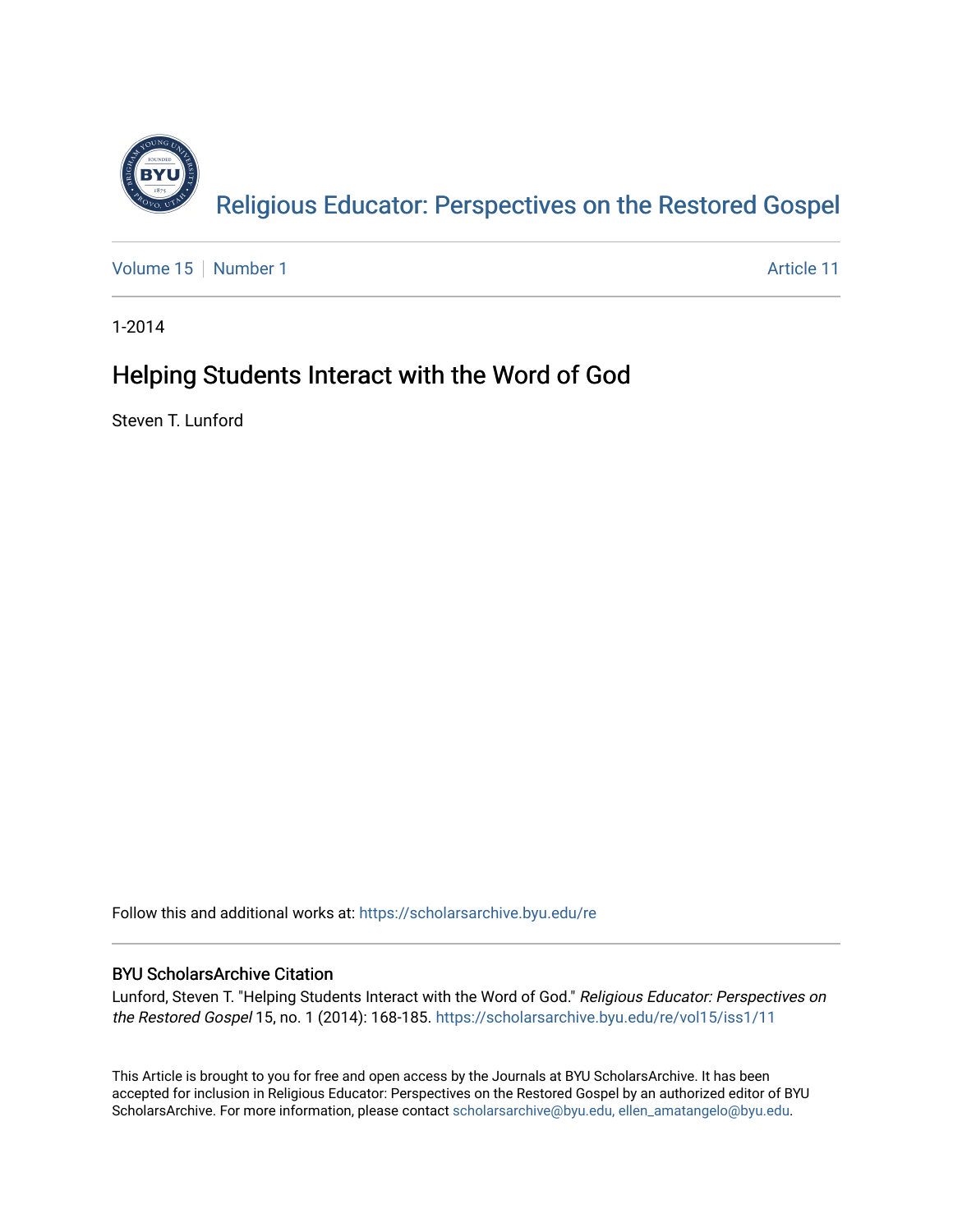# Religious Educator: Perspectives on the Restored Gospel

Volume 15 | Number 1 | Article 11

1-2014

## Helping Students Interact with the Word of God

Steven T. Lunford

Follow this and additional works at: https://scholarsarchive.byu.edu/re

### BYU ScholarsArchive Citation

Lunford, Steven T. "Helping Students Interact with the Word of God." *Religious Educator: Perspectives on the Restored Gospel* 15, no. 1 (2014): 168-185. https://scholarsarchive.byu.edu/re/vol15/iss1/11

This Article is brought to you for free and open access by the Journals at BYU ScholarsArchive. It has been accepted for inclusion in Religious Educator: Perspectives on the Restored Gospel by an authorized editor of BYU ScholarsArchive. For more information, please contact scholarsarchive@byu.edu, ellen_amatangelo@byu.edu.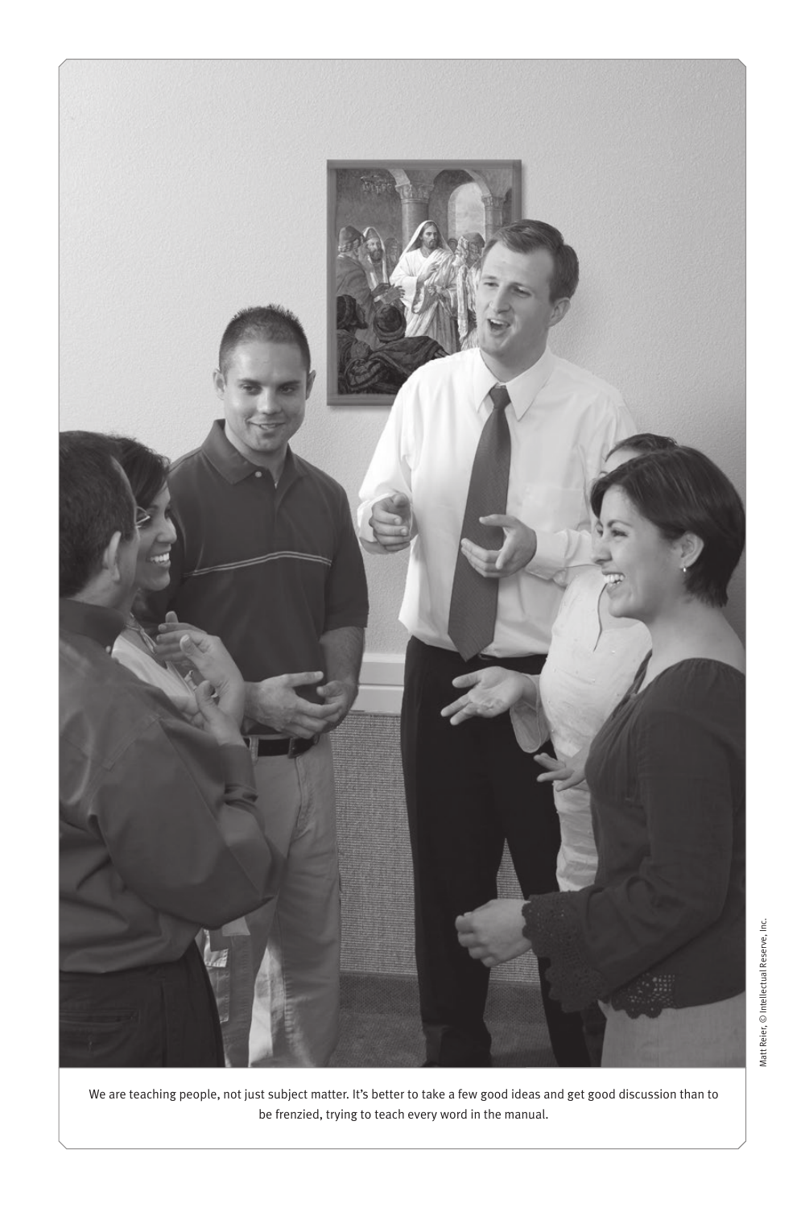We are teaching people, not just subject matter. It's better to take a few good ideas and get good discussion than to be frenzied, trying to teach every word in the manual.

Matt Reier, © Intellectual Reserve, Inc.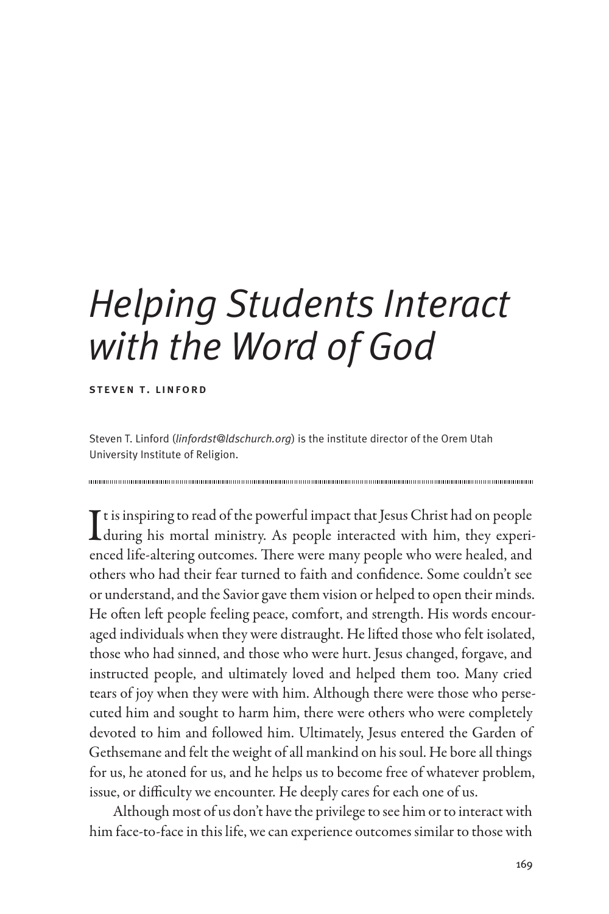# Helping Students Interact with the Word of God

**STEVEN T. LINFORD**

Steven T. Linford (*linfordst@ldschurch.org*) is the institute director of the Orem Utah University Institute of Religion.

---

It is inspiring to read of the powerful impact that Jesus Christ had on people during his mortal ministry. As people interacted with him, they experienced life-altering outcomes. There were many people who were healed, and others who had their fear turned to faith and confidence. Some couldn't see or understand, and the Savior gave them vision or helped to open their minds. He often left people feeling peace, comfort, and strength. His words encouraged individuals when they were distraught. He lifted those who felt isolated, those who had sinned, and those who were hurt. Jesus changed, forgave, and instructed people, and ultimately loved and helped them too. Many cried tears of joy when they were with him. Although there were those who persecuted him and sought to harm him, there were others who were completely devoted to him and followed him. Ultimately, Jesus entered the Garden of Gethsemane and felt the weight of all mankind on his soul. He bore all things for us, he atoned for us, and he helps us to become free of whatever problem, issue, or difficulty we encounter. He deeply cares for each one of us.

Although most of us don't have the privilege to see him or to interact with him face-to-face in this life, we can experience outcomes similar to those with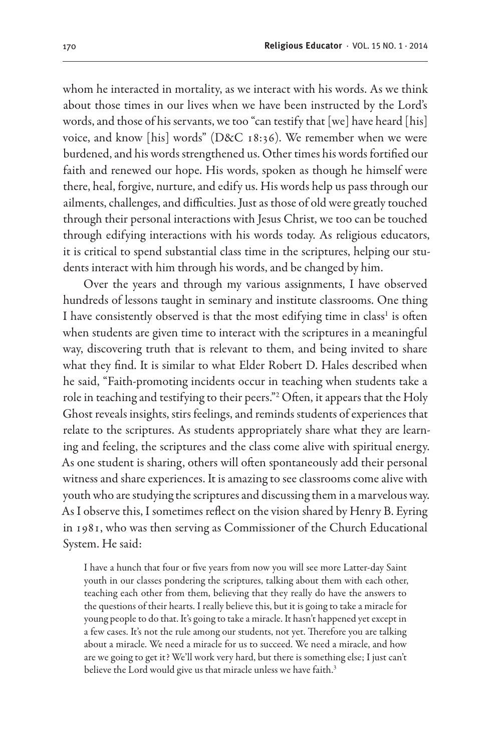whom he interacted in mortality, as we interact with his words. As we think about those times in our lives when we have been instructed by the Lord's words, and those of his servants, we too "can testify that [we] have heard [his] voice, and know [his] words" (D&C 18:36). We remember when we were burdened, and his words strengthened us. Other times his words fortified our faith and renewed our hope. His words, spoken as though he himself were there, heal, forgive, nurture, and edify us. His words help us pass through our ailments, challenges, and difficulties. Just as those of old were greatly touched through their personal interactions with Jesus Christ, we too can be touched through edifying interactions with his words today. As religious educators, it is critical to spend substantial class time in the scriptures, helping our students interact with him through his words, and be changed by him.

Over the years and through my various assignments, I have observed hundreds of lessons taught in seminary and institute classrooms. One thing I have consistently observed is that the most edifying time in class[1] is often when students are given time to interact with the scriptures in a meaningful way, discovering truth that is relevant to them, and being invited to share what they find. It is similar to what Elder Robert D. Hales described when he said, "Faith-promoting incidents occur in teaching when students take a role in teaching and testifying to their peers."[2] Often, it appears that the Holy Ghost reveals insights, stirs feelings, and reminds students of experiences that relate to the scriptures. As students appropriately share what they are learning and feeling, the scriptures and the class come alive with spiritual energy. As one student is sharing, others will often spontaneously add their personal witness and share experiences. It is amazing to see classrooms come alive with youth who are studying the scriptures and discussing them in a marvelous way. As I observe this, I sometimes reflect on the vision shared by Henry B. Eyring in 1981, who was then serving as Commissioner of the Church Educational System. He said:

> I have a hunch that four or five years from now you will see more Latter-day Saint youth in our classes pondering the scriptures, talking about them with each other, teaching each other from them, believing that they really do have the answers to the questions of their hearts. I really believe this, but it is going to take a miracle for young people to do that. It's going to take a miracle. It hasn't happened yet except in a few cases. It's not the rule among our students, not yet. Therefore you are talking about a miracle. We need a miracle for us to succeed. We need a miracle, and how are we going to get it? We'll work very hard, but there is something else; I just can't believe the Lord would give us that miracle unless we have faith.[3]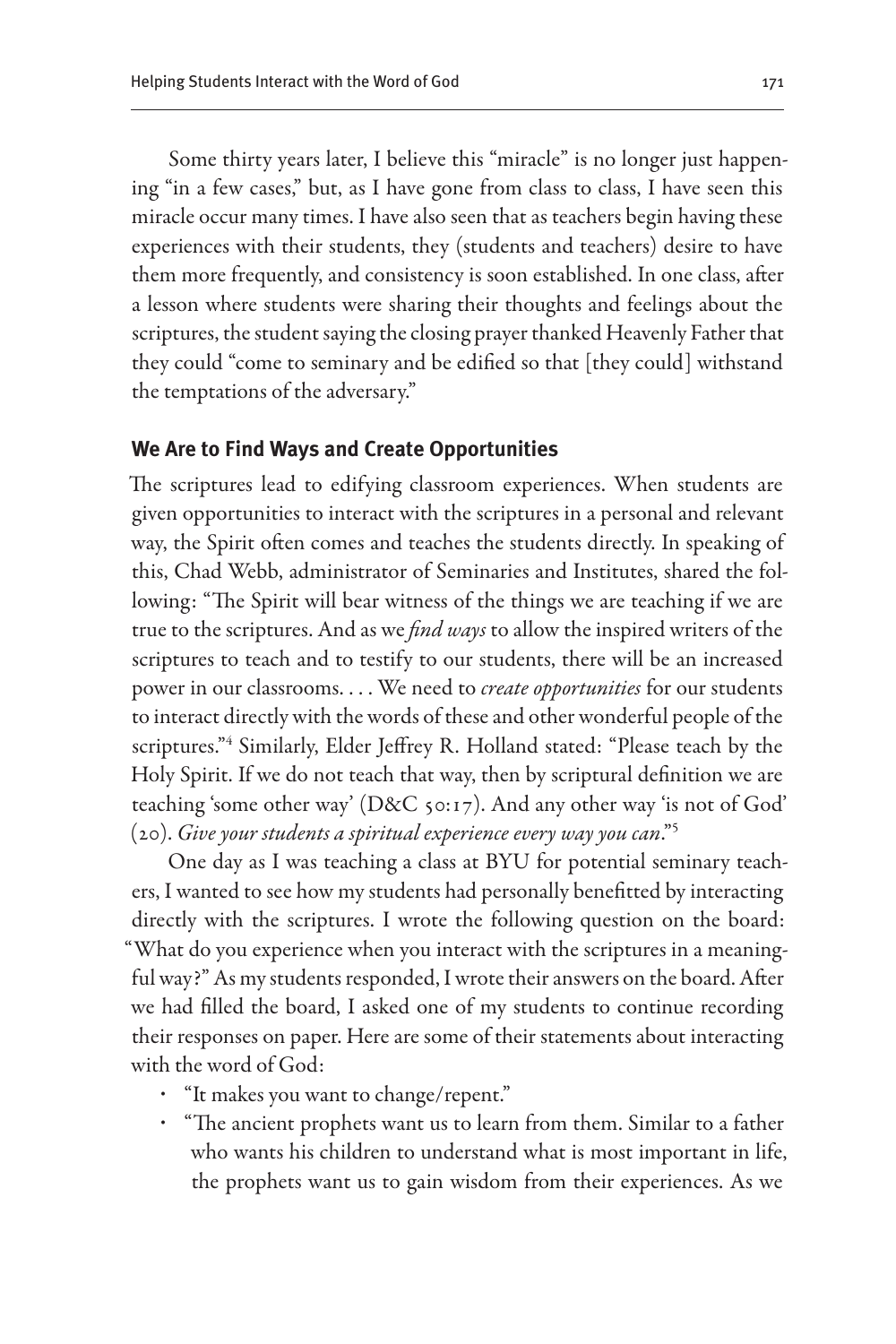Some thirty years later, I believe this "miracle" is no longer just happening "in a few cases," but, as I have gone from class to class, I have seen this miracle occur many times. I have also seen that as teachers begin having these experiences with their students, they (students and teachers) desire to have them more frequently, and consistency is soon established. In one class, after a lesson where students were sharing their thoughts and feelings about the scriptures, the student saying the closing prayer thanked Heavenly Father that they could "come to seminary and be edified so that [they could] withstand the temptations of the adversary."

## We Are to Find Ways and Create Opportunities

The scriptures lead to edifying classroom experiences. When students are given opportunities to interact with the scriptures in a personal and relevant way, the Spirit often comes and teaches the students directly. In speaking of this, Chad Webb, administrator of Seminaries and Institutes, shared the following: "The Spirit will bear witness of the things we are teaching if we are true to the scriptures. And as we *find ways* to allow the inspired writers of the scriptures to teach and to testify to our students, there will be an increased power in our classrooms. . . . We need to *create opportunities* for our students to interact directly with the words of these and other wonderful people of the scriptures."[4] Similarly, Elder Jeffrey R. Holland stated: "Please teach by the Holy Spirit. If we do not teach that way, then by scriptural definition we are teaching 'some other way' (D&C 50:17). And any other way 'is not of God' (20). *Give your students a spiritual experience every way you can*."[5]

One day as I was teaching a class at BYU for potential seminary teachers, I wanted to see how my students had personally benefitted by interacting directly with the scriptures. I wrote the following question on the board: "What do you experience when you interact with the scriptures in a meaningful way?" As my students responded, I wrote their answers on the board. After we had filled the board, I asked one of my students to continue recording their responses on paper. Here are some of their statements about interacting with the word of God:

- "It makes you want to change/repent."
- "The ancient prophets want us to learn from them. Similar to a father who wants his children to understand what is most important in life, the prophets want us to gain wisdom from their experiences. As we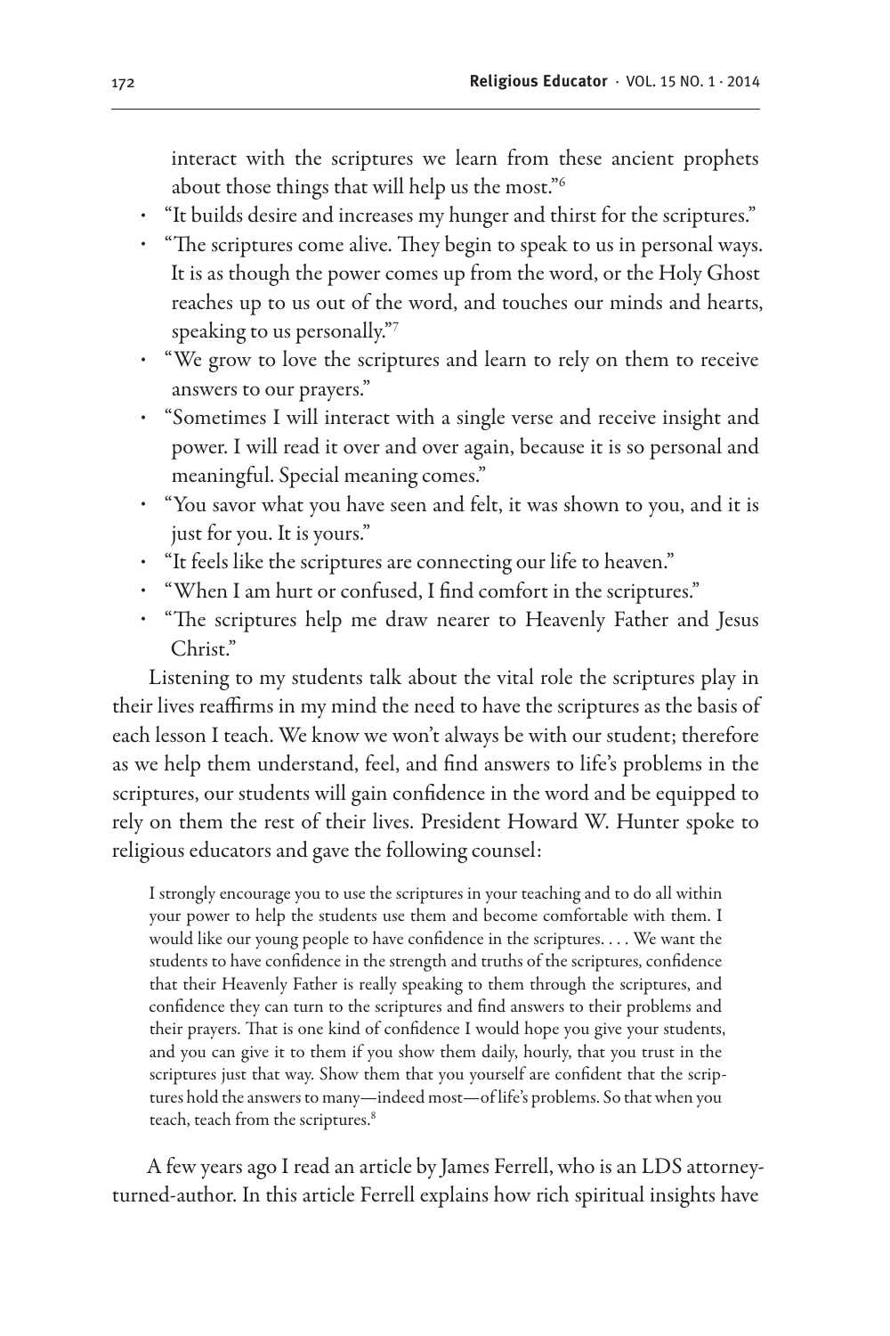interact with the scriptures we learn from these ancient prophets about those things that will help us the most."[6]

- "It builds desire and increases my hunger and thirst for the scriptures."
- "The scriptures come alive. They begin to speak to us in personal ways. It is as though the power comes up from the word, or the Holy Ghost reaches up to us out of the word, and touches our minds and hearts, speaking to us personally."[7]
- "We grow to love the scriptures and learn to rely on them to receive answers to our prayers."
- "Sometimes I will interact with a single verse and receive insight and power. I will read it over and over again, because it is so personal and meaningful. Special meaning comes."
- "You savor what you have seen and felt, it was shown to you, and it is just for you. It is yours."
- "It feels like the scriptures are connecting our life to heaven."
- "When I am hurt or confused, I find comfort in the scriptures."
- "The scriptures help me draw nearer to Heavenly Father and Jesus Christ."

Listening to my students talk about the vital role the scriptures play in their lives reaffirms in my mind the need to have the scriptures as the basis of each lesson I teach. We know we won't always be with our student; therefore as we help them understand, feel, and find answers to life's problems in the scriptures, our students will gain confidence in the word and be equipped to rely on them the rest of their lives. President Howard W. Hunter spoke to religious educators and gave the following counsel:

> I strongly encourage you to use the scriptures in your teaching and to do all within your power to help the students use them and become comfortable with them. I would like our young people to have confidence in the scriptures. . . . We want the students to have confidence in the strength and truths of the scriptures, confidence that their Heavenly Father is really speaking to them through the scriptures, and confidence they can turn to the scriptures and find answers to their problems and their prayers. That is one kind of confidence I would hope you give your students, and you can give it to them if you show them daily, hourly, that you trust in the scriptures just that way. Show them that you yourself are confident that the scriptures hold the answers to many—indeed most—of life's problems. So that when you teach, teach from the scriptures.[8]

A few years ago I read an article by James Ferrell, who is an LDS attorney-turned-author. In this article Ferrell explains how rich spiritual insights have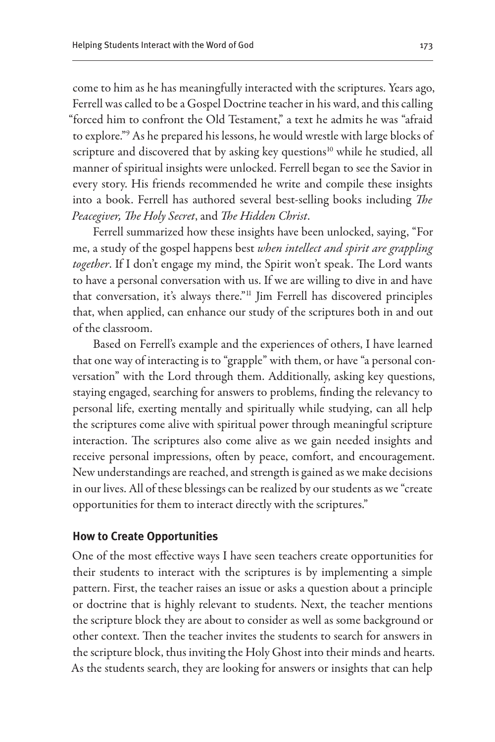come to him as he has meaningfully interacted with the scriptures. Years ago, Ferrell was called to be a Gospel Doctrine teacher in his ward, and this calling "forced him to confront the Old Testament," a text he admits he was "afraid to explore."[9] As he prepared his lessons, he would wrestle with large blocks of scripture and discovered that by asking key questions[10] while he studied, all manner of spiritual insights were unlocked. Ferrell began to see the Savior in every story. His friends recommended he write and compile these insights into a book. Ferrell has authored several best-selling books including *The Peacegiver, The Holy Secret*, and *The Hidden Christ*.

Ferrell summarized how these insights have been unlocked, saying, "For me, a study of the gospel happens best *when intellect and spirit are grappling together*. If I don't engage my mind, the Spirit won't speak. The Lord wants to have a personal conversation with us. If we are willing to dive in and have that conversation, it's always there."[11] Jim Ferrell has discovered principles that, when applied, can enhance our study of the scriptures both in and out of the classroom.

Based on Ferrell's example and the experiences of others, I have learned that one way of interacting is to "grapple" with them, or have "a personal conversation" with the Lord through them. Additionally, asking key questions, staying engaged, searching for answers to problems, finding the relevancy to personal life, exerting mentally and spiritually while studying, can all help the scriptures come alive with spiritual power through meaningful scripture interaction. The scriptures also come alive as we gain needed insights and receive personal impressions, often by peace, comfort, and encouragement. New understandings are reached, and strength is gained as we make decisions in our lives. All of these blessings can be realized by our students as we "create opportunities for them to interact directly with the scriptures."

## How to Create Opportunities

One of the most effective ways I have seen teachers create opportunities for their students to interact with the scriptures is by implementing a simple pattern. First, the teacher raises an issue or asks a question about a principle or doctrine that is highly relevant to students. Next, the teacher mentions the scripture block they are about to consider as well as some background or other context. Then the teacher invites the students to search for answers in the scripture block, thus inviting the Holy Ghost into their minds and hearts. As the students search, they are looking for answers or insights that can help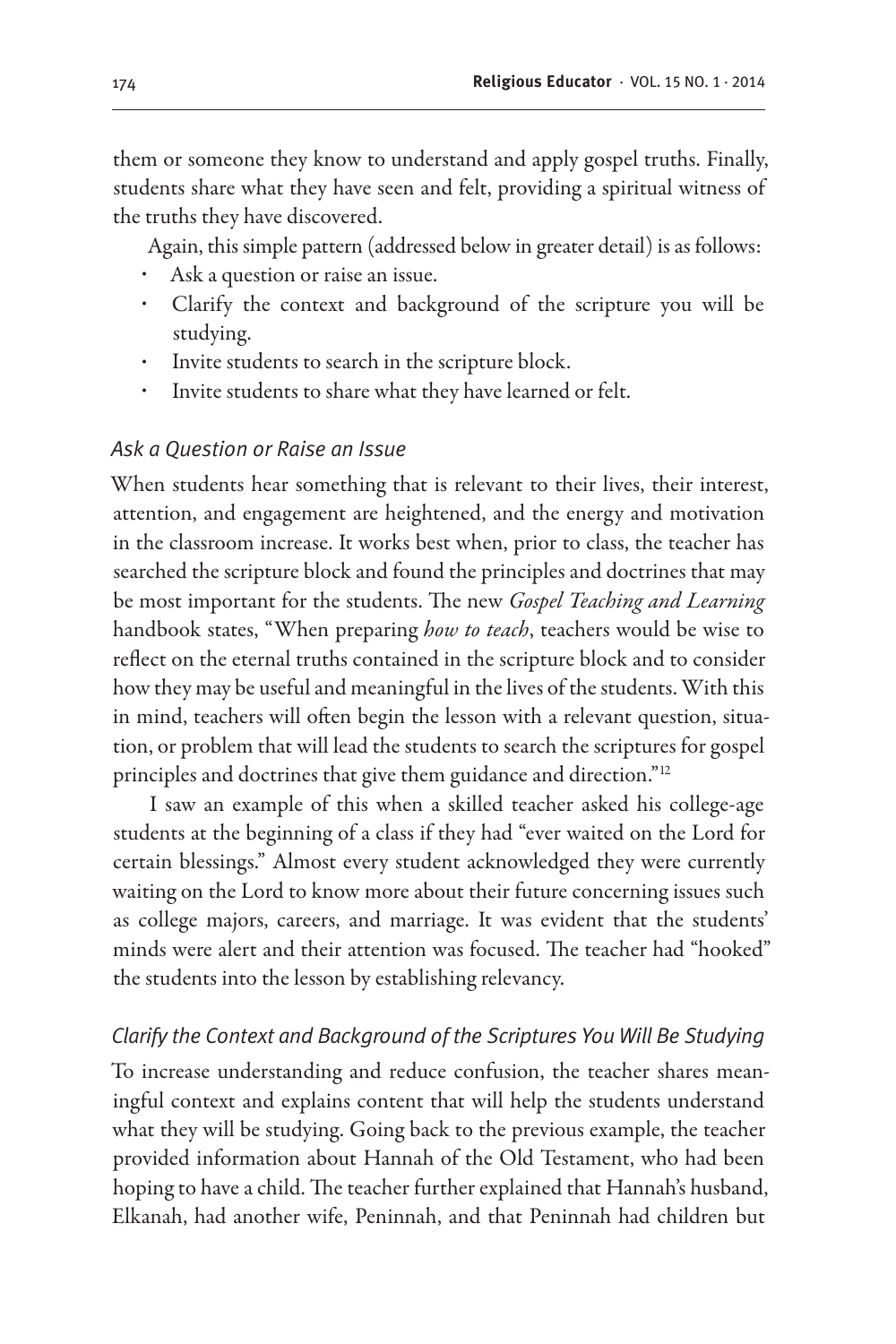them or someone they know to understand and apply gospel truths. Finally, students share what they have seen and felt, providing a spiritual witness of the truths they have discovered.

Again, this simple pattern (addressed below in greater detail) is as follows:

- Ask a question or raise an issue.
- Clarify the context and background of the scripture you will be studying.
- Invite students to search in the scripture block.
- Invite students to share what they have learned or felt.

### *Ask a Question or Raise an Issue*

When students hear something that is relevant to their lives, their interest, attention, and engagement are heightened, and the energy and motivation in the classroom increase. It works best when, prior to class, the teacher has searched the scripture block and found the principles and doctrines that may be most important for the students. The new *Gospel Teaching and Learning* handbook states, "When preparing *how to teach*, teachers would be wise to reflect on the eternal truths contained in the scripture block and to consider how they may be useful and meaningful in the lives of the students. With this in mind, teachers will often begin the lesson with a relevant question, situation, or problem that will lead the students to search the scriptures for gospel principles and doctrines that give them guidance and direction."[12]

I saw an example of this when a skilled teacher asked his college-age students at the beginning of a class if they had "ever waited on the Lord for certain blessings." Almost every student acknowledged they were currently waiting on the Lord to know more about their future concerning issues such as college majors, careers, and marriage. It was evident that the students' minds were alert and their attention was focused. The teacher had "hooked" the students into the lesson by establishing relevancy.

### *Clarify the Context and Background of the Scriptures You Will Be Studying*

To increase understanding and reduce confusion, the teacher shares meaningful context and explains content that will help the students understand what they will be studying. Going back to the previous example, the teacher provided information about Hannah of the Old Testament, who had been hoping to have a child. The teacher further explained that Hannah's husband, Elkanah, had another wife, Peninnah, and that Peninnah had children but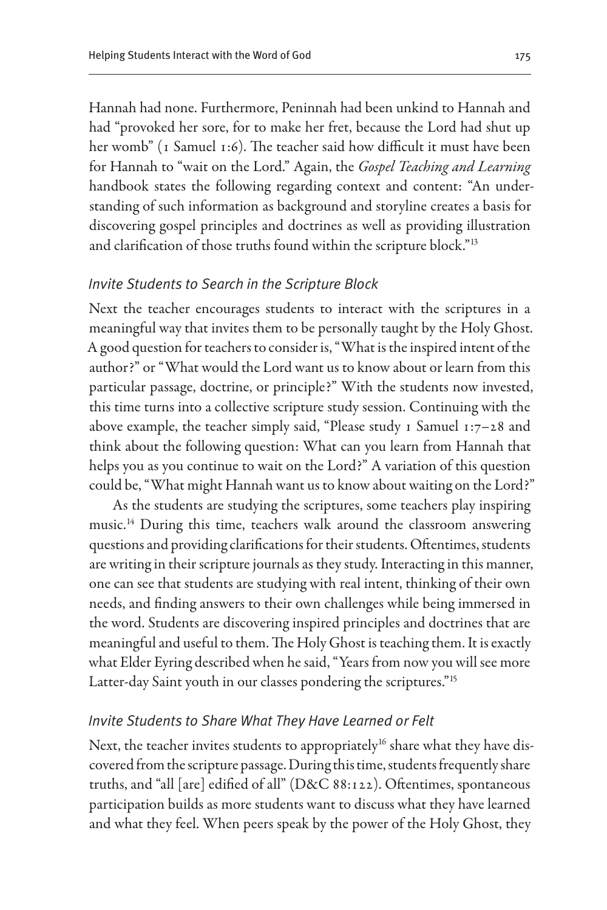Hannah had none. Furthermore, Peninnah had been unkind to Hannah and had "provoked her sore, for to make her fret, because the Lord had shut up her womb" (1 Samuel 1:6). The teacher said how difficult it must have been for Hannah to "wait on the Lord." Again, the *Gospel Teaching and Learning* handbook states the following regarding context and content: "An understanding of such information as background and storyline creates a basis for discovering gospel principles and doctrines as well as providing illustration and clarification of those truths found within the scripture block."[13]

### *Invite Students to Search in the Scripture Block*

Next the teacher encourages students to interact with the scriptures in a meaningful way that invites them to be personally taught by the Holy Ghost. A good question for teachers to consider is, "What is the inspired intent of the author?" or "What would the Lord want us to know about or learn from this particular passage, doctrine, or principle?" With the students now invested, this time turns into a collective scripture study session. Continuing with the above example, the teacher simply said, "Please study 1 Samuel 1:7–28 and think about the following question: What can you learn from Hannah that helps you as you continue to wait on the Lord?" A variation of this question could be, "What might Hannah want us to know about waiting on the Lord?"

As the students are studying the scriptures, some teachers play inspiring music.[14] During this time, teachers walk around the classroom answering questions and providing clarifications for their students. Oftentimes, students are writing in their scripture journals as they study. Interacting in this manner, one can see that students are studying with real intent, thinking of their own needs, and finding answers to their own challenges while being immersed in the word. Students are discovering inspired principles and doctrines that are meaningful and useful to them. The Holy Ghost is teaching them. It is exactly what Elder Eyring described when he said, "Years from now you will see more Latter-day Saint youth in our classes pondering the scriptures."[15]

### *Invite Students to Share What They Have Learned or Felt*

Next, the teacher invites students to appropriately[16] share what they have discovered from the scripture passage. During this time, students frequently share truths, and "all [are] edified of all" (D&C 88:122). Oftentimes, spontaneous participation builds as more students want to discuss what they have learned and what they feel. When peers speak by the power of the Holy Ghost, they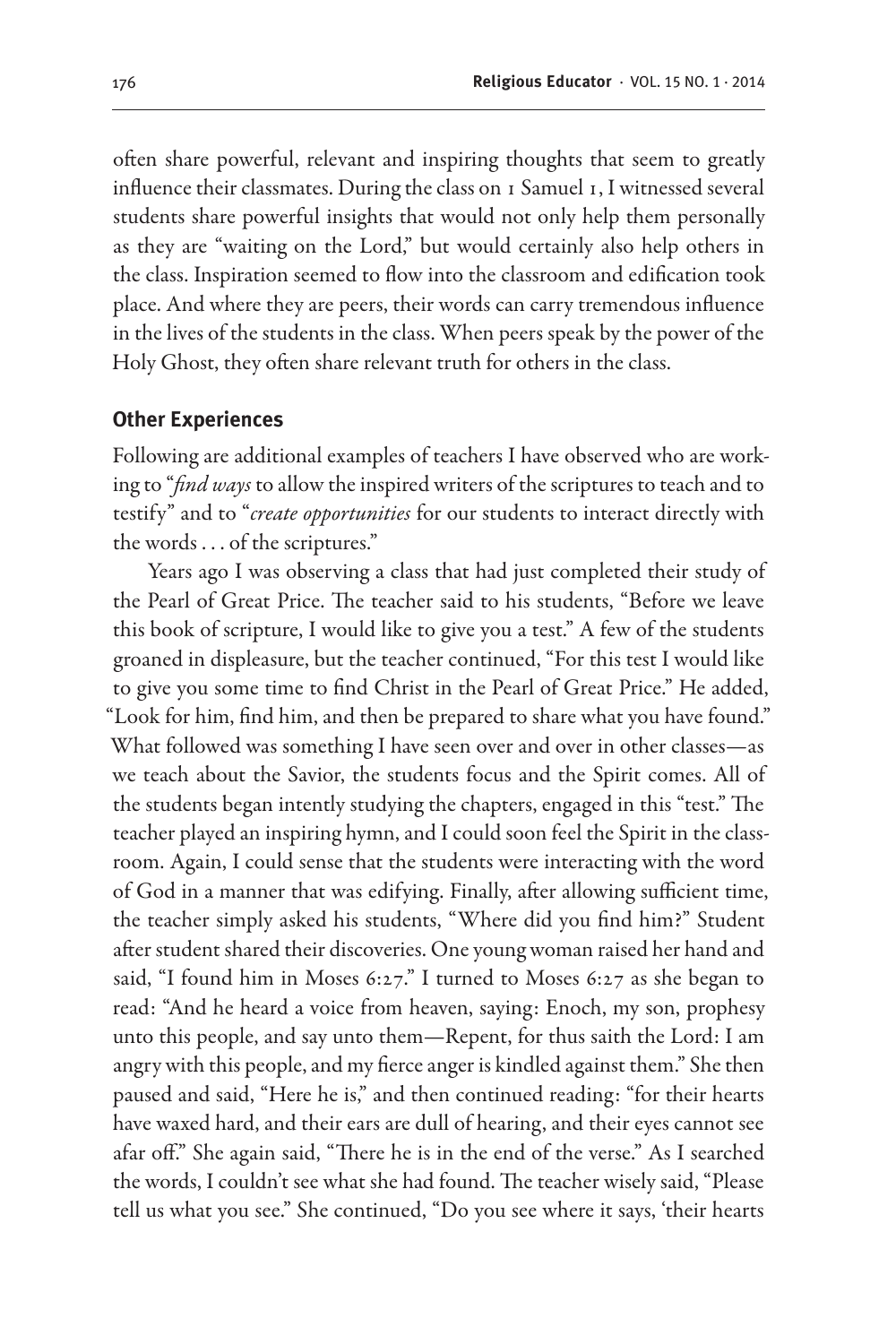often share powerful, relevant and inspiring thoughts that seem to greatly influence their classmates. During the class on 1 Samuel 1, I witnessed several students share powerful insights that would not only help them personally as they are "waiting on the Lord," but would certainly also help others in the class. Inspiration seemed to flow into the classroom and edification took place. And where they are peers, their words can carry tremendous influence in the lives of the students in the class. When peers speak by the power of the Holy Ghost, they often share relevant truth for others in the class.

## Other Experiences

Following are additional examples of teachers I have observed who are working to "*find ways* to allow the inspired writers of the scriptures to teach and to testify" and to "*create opportunities* for our students to interact directly with the words . . . of the scriptures."

Years ago I was observing a class that had just completed their study of the Pearl of Great Price. The teacher said to his students, "Before we leave this book of scripture, I would like to give you a test." A few of the students groaned in displeasure, but the teacher continued, "For this test I would like to give you some time to find Christ in the Pearl of Great Price." He added, "Look for him, find him, and then be prepared to share what you have found." What followed was something I have seen over and over in other classes—as we teach about the Savior, the students focus and the Spirit comes. All of the students began intently studying the chapters, engaged in this "test." The teacher played an inspiring hymn, and I could soon feel the Spirit in the classroom. Again, I could sense that the students were interacting with the word of God in a manner that was edifying. Finally, after allowing sufficient time, the teacher simply asked his students, "Where did you find him?" Student after student shared their discoveries. One young woman raised her hand and said, "I found him in Moses 6:27." I turned to Moses 6:27 as she began to read: "And he heard a voice from heaven, saying: Enoch, my son, prophesy unto this people, and say unto them—Repent, for thus saith the Lord: I am angry with this people, and my fierce anger is kindled against them." She then paused and said, "Here he is," and then continued reading: "for their hearts have waxed hard, and their ears are dull of hearing, and their eyes cannot see afar off." She again said, "There he is in the end of the verse." As I searched the words, I couldn't see what she had found. The teacher wisely said, "Please tell us what you see." She continued, "Do you see where it says, 'their hearts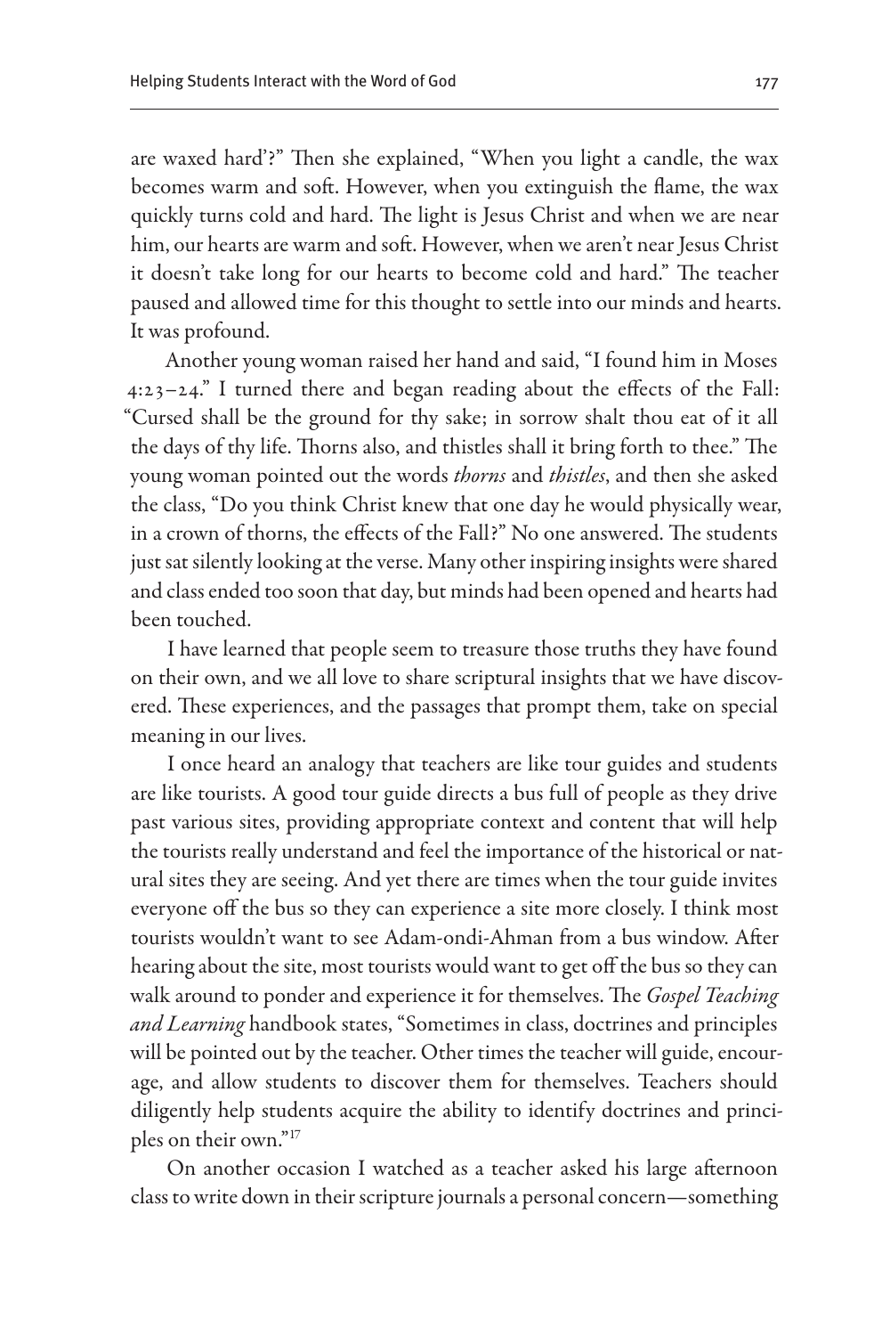are waxed hard'?" Then she explained, "When you light a candle, the wax becomes warm and soft. However, when you extinguish the flame, the wax quickly turns cold and hard. The light is Jesus Christ and when we are near him, our hearts are warm and soft. However, when we aren't near Jesus Christ it doesn't take long for our hearts to become cold and hard." The teacher paused and allowed time for this thought to settle into our minds and hearts. It was profound.

Another young woman raised her hand and said, "I found him in Moses 4:23–24." I turned there and began reading about the effects of the Fall: "Cursed shall be the ground for thy sake; in sorrow shalt thou eat of it all the days of thy life. Thorns also, and thistles shall it bring forth to thee." The young woman pointed out the words *thorns* and *thistles*, and then she asked the class, "Do you think Christ knew that one day he would physically wear, in a crown of thorns, the effects of the Fall?" No one answered. The students just sat silently looking at the verse. Many other inspiring insights were shared and class ended too soon that day, but minds had been opened and hearts had been touched.

I have learned that people seem to treasure those truths they have found on their own, and we all love to share scriptural insights that we have discovered. These experiences, and the passages that prompt them, take on special meaning in our lives.

I once heard an analogy that teachers are like tour guides and students are like tourists. A good tour guide directs a bus full of people as they drive past various sites, providing appropriate context and content that will help the tourists really understand and feel the importance of the historical or natural sites they are seeing. And yet there are times when the tour guide invites everyone off the bus so they can experience a site more closely. I think most tourists wouldn't want to see Adam-ondi-Ahman from a bus window. After hearing about the site, most tourists would want to get off the bus so they can walk around to ponder and experience it for themselves. The *Gospel Teaching and Learning* handbook states, "Sometimes in class, doctrines and principles will be pointed out by the teacher. Other times the teacher will guide, encourage, and allow students to discover them for themselves. Teachers should diligently help students acquire the ability to identify doctrines and principles on their own."[17]

On another occasion I watched as a teacher asked his large afternoon class to write down in their scripture journals a personal concern—something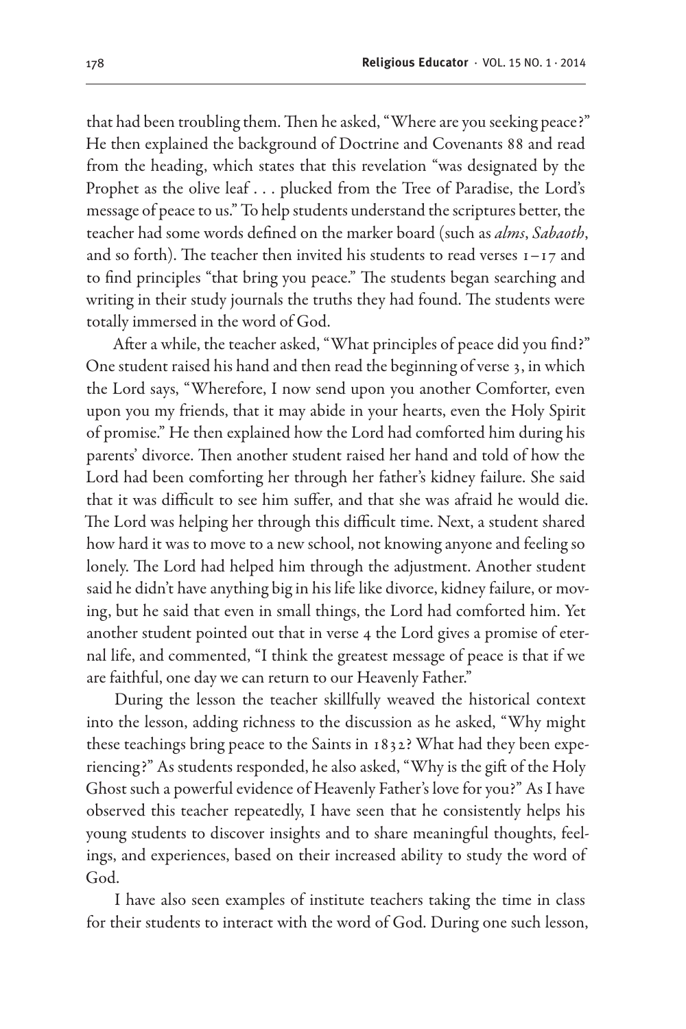that had been troubling them. Then he asked, "Where are you seeking peace?" He then explained the background of Doctrine and Covenants 88 and read from the heading, which states that this revelation "was designated by the Prophet as the olive leaf . . . plucked from the Tree of Paradise, the Lord's message of peace to us." To help students understand the scriptures better, the teacher had some words defined on the marker board (such as *alms*, *Sabaoth*, and so forth). The teacher then invited his students to read verses 1–17 and to find principles "that bring you peace." The students began searching and writing in their study journals the truths they had found. The students were totally immersed in the word of God.

After a while, the teacher asked, "What principles of peace did you find?" One student raised his hand and then read the beginning of verse 3, in which the Lord says, "Wherefore, I now send upon you another Comforter, even upon you my friends, that it may abide in your hearts, even the Holy Spirit of promise." He then explained how the Lord had comforted him during his parents' divorce. Then another student raised her hand and told of how the Lord had been comforting her through her father's kidney failure. She said that it was difficult to see him suffer, and that she was afraid he would die. The Lord was helping her through this difficult time. Next, a student shared how hard it was to move to a new school, not knowing anyone and feeling so lonely. The Lord had helped him through the adjustment. Another student said he didn't have anything big in his life like divorce, kidney failure, or moving, but he said that even in small things, the Lord had comforted him. Yet another student pointed out that in verse 4 the Lord gives a promise of eternal life, and commented, "I think the greatest message of peace is that if we are faithful, one day we can return to our Heavenly Father."

During the lesson the teacher skillfully weaved the historical context into the lesson, adding richness to the discussion as he asked, "Why might these teachings bring peace to the Saints in 1832? What had they been experiencing?" As students responded, he also asked, "Why is the gift of the Holy Ghost such a powerful evidence of Heavenly Father's love for you?" As I have observed this teacher repeatedly, I have seen that he consistently helps his young students to discover insights and to share meaningful thoughts, feelings, and experiences, based on their increased ability to study the word of God.

I have also seen examples of institute teachers taking the time in class for their students to interact with the word of God. During one such lesson,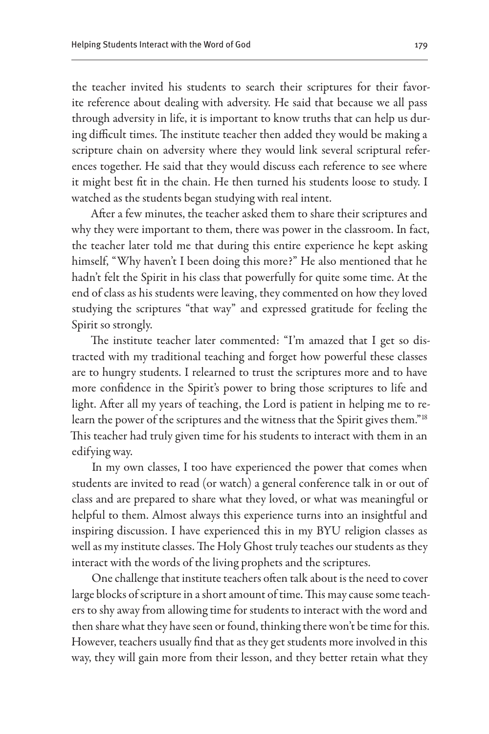the teacher invited his students to search their scriptures for their favorite reference about dealing with adversity. He said that because we all pass through adversity in life, it is important to know truths that can help us during difficult times. The institute teacher then added they would be making a scripture chain on adversity where they would link several scriptural references together. He said that they would discuss each reference to see where it might best fit in the chain. He then turned his students loose to study. I watched as the students began studying with real intent.

After a few minutes, the teacher asked them to share their scriptures and why they were important to them, there was power in the classroom. In fact, the teacher later told me that during this entire experience he kept asking himself, "Why haven't I been doing this more?" He also mentioned that he hadn't felt the Spirit in his class that powerfully for quite some time. At the end of class as his students were leaving, they commented on how they loved studying the scriptures "that way" and expressed gratitude for feeling the Spirit so strongly.

The institute teacher later commented: "I'm amazed that I get so distracted with my traditional teaching and forget how powerful these classes are to hungry students. I relearned to trust the scriptures more and to have more confidence in the Spirit's power to bring those scriptures to life and light. After all my years of teaching, the Lord is patient in helping me to relearn the power of the scriptures and the witness that the Spirit gives them."[18] This teacher had truly given time for his students to interact with them in an edifying way.

In my own classes, I too have experienced the power that comes when students are invited to read (or watch) a general conference talk in or out of class and are prepared to share what they loved, or what was meaningful or helpful to them. Almost always this experience turns into an insightful and inspiring discussion. I have experienced this in my BYU religion classes as well as my institute classes. The Holy Ghost truly teaches our students as they interact with the words of the living prophets and the scriptures.

One challenge that institute teachers often talk about is the need to cover large blocks of scripture in a short amount of time. This may cause some teachers to shy away from allowing time for students to interact with the word and then share what they have seen or found, thinking there won't be time for this. However, teachers usually find that as they get students more involved in this way, they will gain more from their lesson, and they better retain what they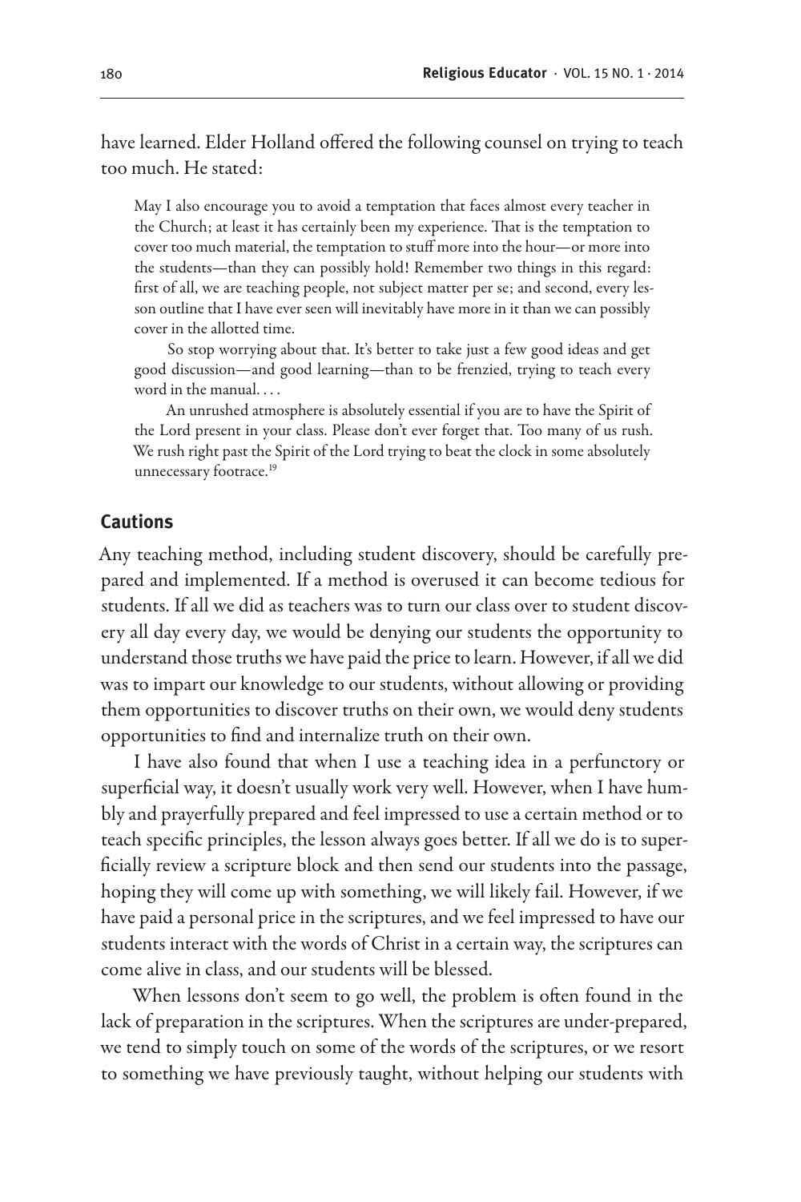have learned. Elder Holland offered the following counsel on trying to teach too much. He stated:

> May I also encourage you to avoid a temptation that faces almost every teacher in the Church; at least it has certainly been my experience. That is the temptation to cover too much material, the temptation to stuff more into the hour—or more into the students—than they can possibly hold! Remember two things in this regard: first of all, we are teaching people, not subject matter per se; and second, every lesson outline that I have ever seen will inevitably have more in it than we can possibly cover in the allotted time.
>
> So stop worrying about that. It's better to take just a few good ideas and get good discussion—and good learning—than to be frenzied, trying to teach every word in the manual. . . .
>
> An unrushed atmosphere is absolutely essential if you are to have the Spirit of the Lord present in your class. Please don't ever forget that. Too many of us rush. We rush right past the Spirit of the Lord trying to beat the clock in some absolutely unnecessary footrace.[19]

## Cautions

Any teaching method, including student discovery, should be carefully prepared and implemented. If a method is overused it can become tedious for students. If all we did as teachers was to turn our class over to student discovery all day every day, we would be denying our students the opportunity to understand those truths we have paid the price to learn. However, if all we did was to impart our knowledge to our students, without allowing or providing them opportunities to discover truths on their own, we would deny students opportunities to find and internalize truth on their own.

I have also found that when I use a teaching idea in a perfunctory or superficial way, it doesn't usually work very well. However, when I have humbly and prayerfully prepared and feel impressed to use a certain method or to teach specific principles, the lesson always goes better. If all we do is to superficially review a scripture block and then send our students into the passage, hoping they will come up with something, we will likely fail. However, if we have paid a personal price in the scriptures, and we feel impressed to have our students interact with the words of Christ in a certain way, the scriptures can come alive in class, and our students will be blessed.

When lessons don't seem to go well, the problem is often found in the lack of preparation in the scriptures. When the scriptures are under-prepared, we tend to simply touch on some of the words of the scriptures, or we resort to something we have previously taught, without helping our students with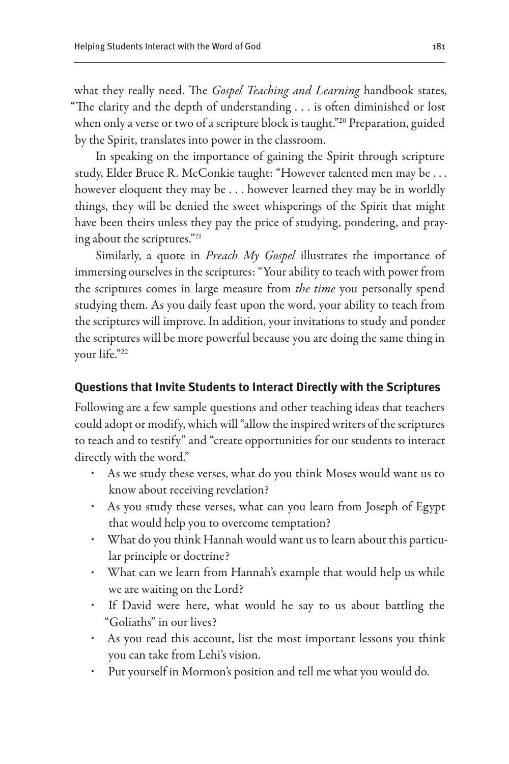what they really need. The *Gospel Teaching and Learning* handbook states, "The clarity and the depth of understanding . . . is often diminished or lost when only a verse or two of a scripture block is taught."[20] Preparation, guided by the Spirit, translates into power in the classroom.

In speaking on the importance of gaining the Spirit through scripture study, Elder Bruce R. McConkie taught: "However talented men may be . . . however eloquent they may be . . . however learned they may be in worldly things, they will be denied the sweet whisperings of the Spirit that might have been theirs unless they pay the price of studying, pondering, and praying about the scriptures."[21]

Similarly, a quote in *Preach My Gospel* illustrates the importance of immersing ourselves in the scriptures: "Your ability to teach with power from the scriptures comes in large measure from *the time* you personally spend studying them. As you daily feast upon the word, your ability to teach from the scriptures will improve. In addition, your invitations to study and ponder the scriptures will be more powerful because you are doing the same thing in your life."[22]

### Questions that Invite Students to Interact Directly with the Scriptures

Following are a few sample questions and other teaching ideas that teachers could adopt or modify, which will "allow the inspired writers of the scriptures to teach and to testify" and "create opportunities for our students to interact directly with the word."

- As we study these verses, what do you think Moses would want us to know about receiving revelation?
- As you study these verses, what can you learn from Joseph of Egypt that would help you to overcome temptation?
- What do you think Hannah would want us to learn about this particular principle or doctrine?
- What can we learn from Hannah's example that would help us while we are waiting on the Lord?
- If David were here, what would he say to us about battling the "Goliaths" in our lives?
- As you read this account, list the most important lessons you think you can take from Lehi's vision.
- Put yourself in Mormon's position and tell me what you would do.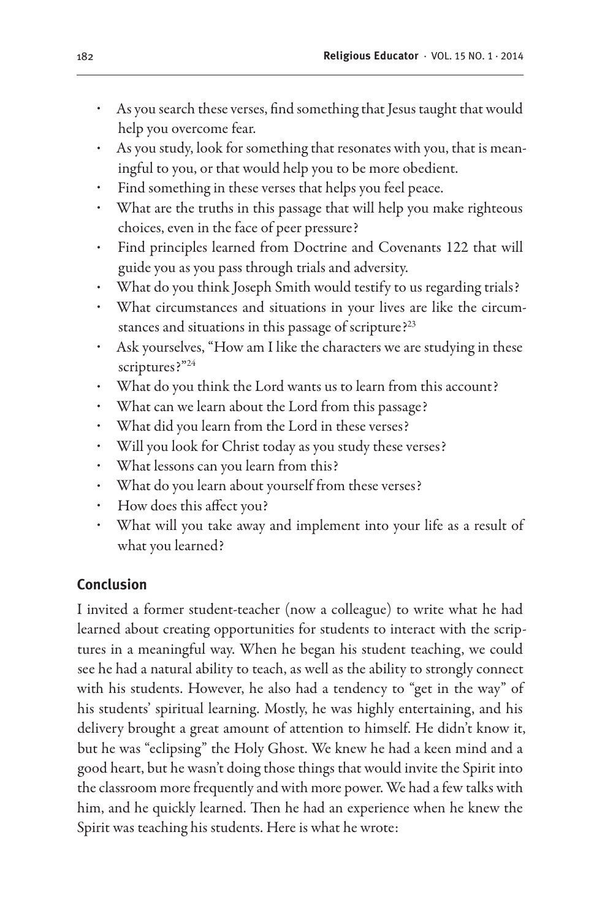- As you search these verses, find something that Jesus taught that would help you overcome fear.
- As you study, look for something that resonates with you, that is meaningful to you, or that would help you to be more obedient.
- Find something in these verses that helps you feel peace.
- What are the truths in this passage that will help you make righteous choices, even in the face of peer pressure?
- Find principles learned from Doctrine and Covenants 122 that will guide you as you pass through trials and adversity.
- What do you think Joseph Smith would testify to us regarding trials?
- What circumstances and situations in your lives are like the circumstances and situations in this passage of scripture?[23]
- Ask yourselves, "How am I like the characters we are studying in these scriptures?"[24]
- What do you think the Lord wants us to learn from this account?
- What can we learn about the Lord from this passage?
- What did you learn from the Lord in these verses?
- Will you look for Christ today as you study these verses?
- What lessons can you learn from this?
- What do you learn about yourself from these verses?
- How does this affect you?
- What will you take away and implement into your life as a result of what you learned?

## Conclusion

I invited a former student-teacher (now a colleague) to write what he had learned about creating opportunities for students to interact with the scriptures in a meaningful way. When he began his student teaching, we could see he had a natural ability to teach, as well as the ability to strongly connect with his students. However, he also had a tendency to "get in the way" of his students' spiritual learning. Mostly, he was highly entertaining, and his delivery brought a great amount of attention to himself. He didn't know it, but he was "eclipsing" the Holy Ghost. We knew he had a keen mind and a good heart, but he wasn't doing those things that would invite the Spirit into the classroom more frequently and with more power. We had a few talks with him, and he quickly learned. Then he had an experience when he knew the Spirit was teaching his students. Here is what he wrote: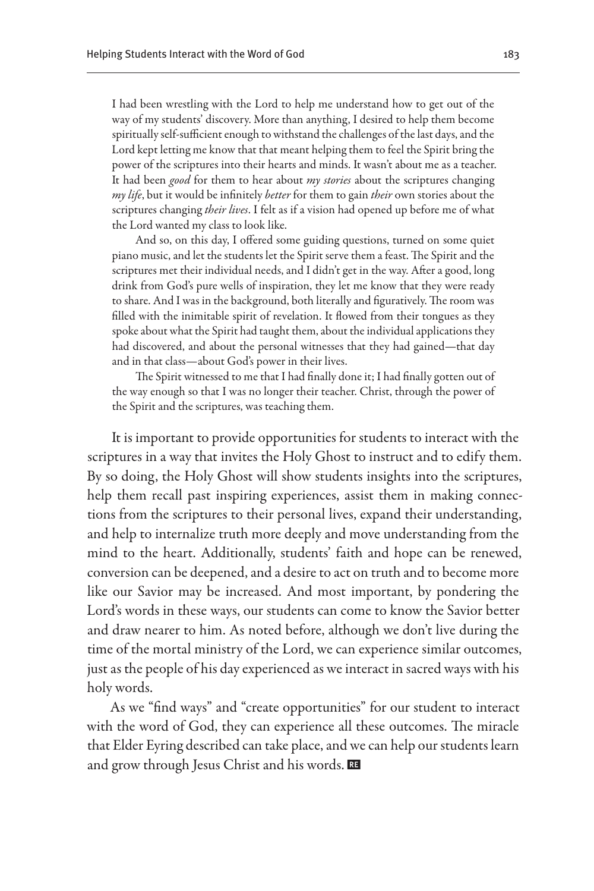> I had been wrestling with the Lord to help me understand how to get out of the way of my students' discovery. More than anything, I desired to help them become spiritually self-sufficient enough to withstand the challenges of the last days, and the Lord kept letting me know that that meant helping them to feel the Spirit bring the power of the scriptures into their hearts and minds. It wasn't about me as a teacher. It had been *good* for them to hear about *my stories* about the scriptures changing *my life*, but it would be infinitely *better* for them to gain *their* own stories about the scriptures changing *their lives*. I felt as if a vision had opened up before me of what the Lord wanted my class to look like.
>
> And so, on this day, I offered some guiding questions, turned on some quiet piano music, and let the students let the Spirit serve them a feast. The Spirit and the scriptures met their individual needs, and I didn't get in the way. After a good, long drink from God's pure wells of inspiration, they let me know that they were ready to share. And I was in the background, both literally and figuratively. The room was filled with the inimitable spirit of revelation. It flowed from their tongues as they spoke about what the Spirit had taught them, about the individual applications they had discovered, and about the personal witnesses that they had gained—that day and in that class—about God's power in their lives.
>
> The Spirit witnessed to me that I had finally done it; I had finally gotten out of the way enough so that I was no longer their teacher. Christ, through the power of the Spirit and the scriptures, was teaching them.

It is important to provide opportunities for students to interact with the scriptures in a way that invites the Holy Ghost to instruct and to edify them. By so doing, the Holy Ghost will show students insights into the scriptures, help them recall past inspiring experiences, assist them in making connections from the scriptures to their personal lives, expand their understanding, and help to internalize truth more deeply and move understanding from the mind to the heart. Additionally, students' faith and hope can be renewed, conversion can be deepened, and a desire to act on truth and to become more like our Savior may be increased. And most important, by pondering the Lord's words in these ways, our students can come to know the Savior better and draw nearer to him. As noted before, although we don't live during the time of the mortal ministry of the Lord, we can experience similar outcomes, just as the people of his day experienced as we interact in sacred ways with his holy words.

As we "find ways" and "create opportunities" for our student to interact with the word of God, they can experience all these outcomes. The miracle that Elder Eyring described can take place, and we can help our students learn and grow through Jesus Christ and his words.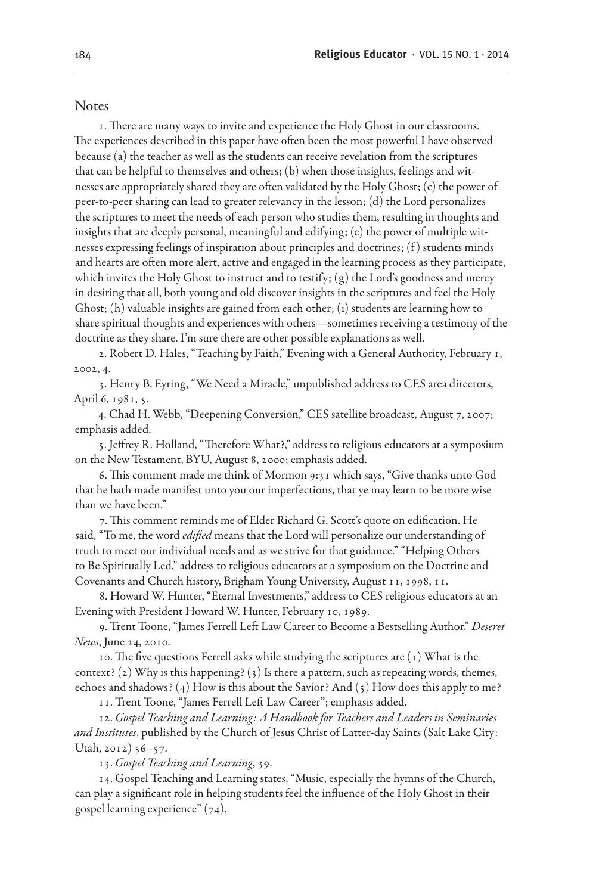## Notes

1. There are many ways to invite and experience the Holy Ghost in our classrooms. The experiences described in this paper have often been the most powerful I have observed because (a) the teacher as well as the students can receive revelation from the scriptures that can be helpful to themselves and others; (b) when those insights, feelings and witnesses are appropriately shared they are often validated by the Holy Ghost; (c) the power of peer-to-peer sharing can lead to greater relevancy in the lesson; (d) the Lord personalizes the scriptures to meet the needs of each person who studies them, resulting in thoughts and insights that are deeply personal, meaningful and edifying; (e) the power of multiple witnesses expressing feelings of inspiration about principles and doctrines; (f) students minds and hearts are often more alert, active and engaged in the learning process as they participate, which invites the Holy Ghost to instruct and to testify; (g) the Lord's goodness and mercy in desiring that all, both young and old discover insights in the scriptures and feel the Holy Ghost; (h) valuable insights are gained from each other; (i) students are learning how to share spiritual thoughts and experiences with others—sometimes receiving a testimony of the doctrine as they share. I'm sure there are other possible explanations as well.

2. Robert D. Hales, "Teaching by Faith," Evening with a General Authority, February 1, 2002, 4.

3. Henry B. Eyring, "We Need a Miracle," unpublished address to CES area directors, April 6, 1981, 5.

4. Chad H. Webb, "Deepening Conversion," CES satellite broadcast, August 7, 2007; emphasis added.

5. Jeffrey R. Holland, "Therefore What?," address to religious educators at a symposium on the New Testament, BYU, August 8, 2000; emphasis added.

6. This comment made me think of Mormon 9:31 which says, "Give thanks unto God that he hath made manifest unto you our imperfections, that ye may learn to be more wise than we have been."

7. This comment reminds me of Elder Richard G. Scott's quote on edification. He said, "To me, the word *edified* means that the Lord will personalize our understanding of truth to meet our individual needs and as we strive for that guidance." "Helping Others to Be Spiritually Led," address to religious educators at a symposium on the Doctrine and Covenants and Church history, Brigham Young University, August 11, 1998, 11.

8. Howard W. Hunter, "Eternal Investments," address to CES religious educators at an Evening with President Howard W. Hunter, February 10, 1989.

9. Trent Toone, "James Ferrell Left Law Career to Become a Bestselling Author," *Deseret News*, June 24, 2010.

10. The five questions Ferrell asks while studying the scriptures are (1) What is the context? (2) Why is this happening? (3) Is there a pattern, such as repeating words, themes, echoes and shadows? (4) How is this about the Savior? And (5) How does this apply to me?

11. Trent Toone, "James Ferrell Left Law Career"; emphasis added.

12. *Gospel Teaching and Learning: A Handbook for Teachers and Leaders in Seminaries and Institutes*, published by the Church of Jesus Christ of Latter-day Saints (Salt Lake City: Utah, 2012) 56–57.

13. *Gospel Teaching and Learning*, 39.

14. Gospel Teaching and Learning states, "Music, especially the hymns of the Church, can play a significant role in helping students feel the influence of the Holy Ghost in their gospel learning experience" (74).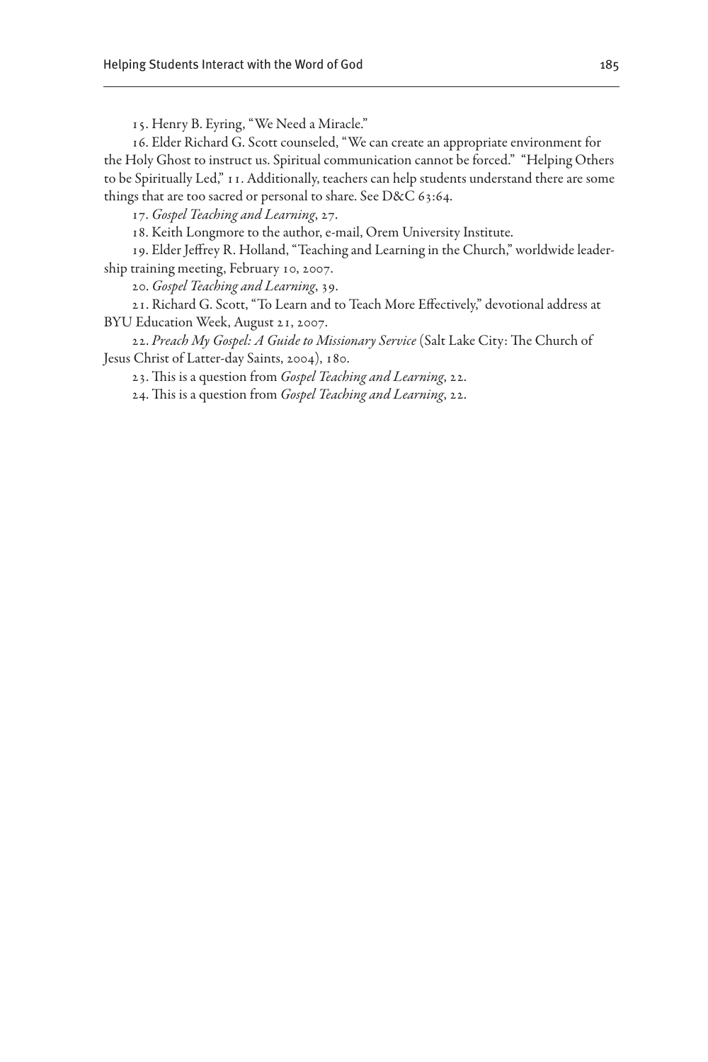15. Henry B. Eyring, "We Need a Miracle."

16. Elder Richard G. Scott counseled, "We can create an appropriate environment for the Holy Ghost to instruct us. Spiritual communication cannot be forced." "Helping Others to be Spiritually Led," 11. Additionally, teachers can help students understand there are some things that are too sacred or personal to share. See D&C 63:64.

17. *Gospel Teaching and Learning*, 27.

18. Keith Longmore to the author, e-mail, Orem University Institute.

19. Elder Jeffrey R. Holland, "Teaching and Learning in the Church," worldwide leadership training meeting, February 10, 2007.

20. *Gospel Teaching and Learning*, 39.

21. Richard G. Scott, "To Learn and to Teach More Effectively," devotional address at BYU Education Week, August 21, 2007.

22. *Preach My Gospel: A Guide to Missionary Service* (Salt Lake City: The Church of Jesus Christ of Latter-day Saints, 2004), 180.

23. This is a question from *Gospel Teaching and Learning*, 22.

24. This is a question from *Gospel Teaching and Learning*, 22.